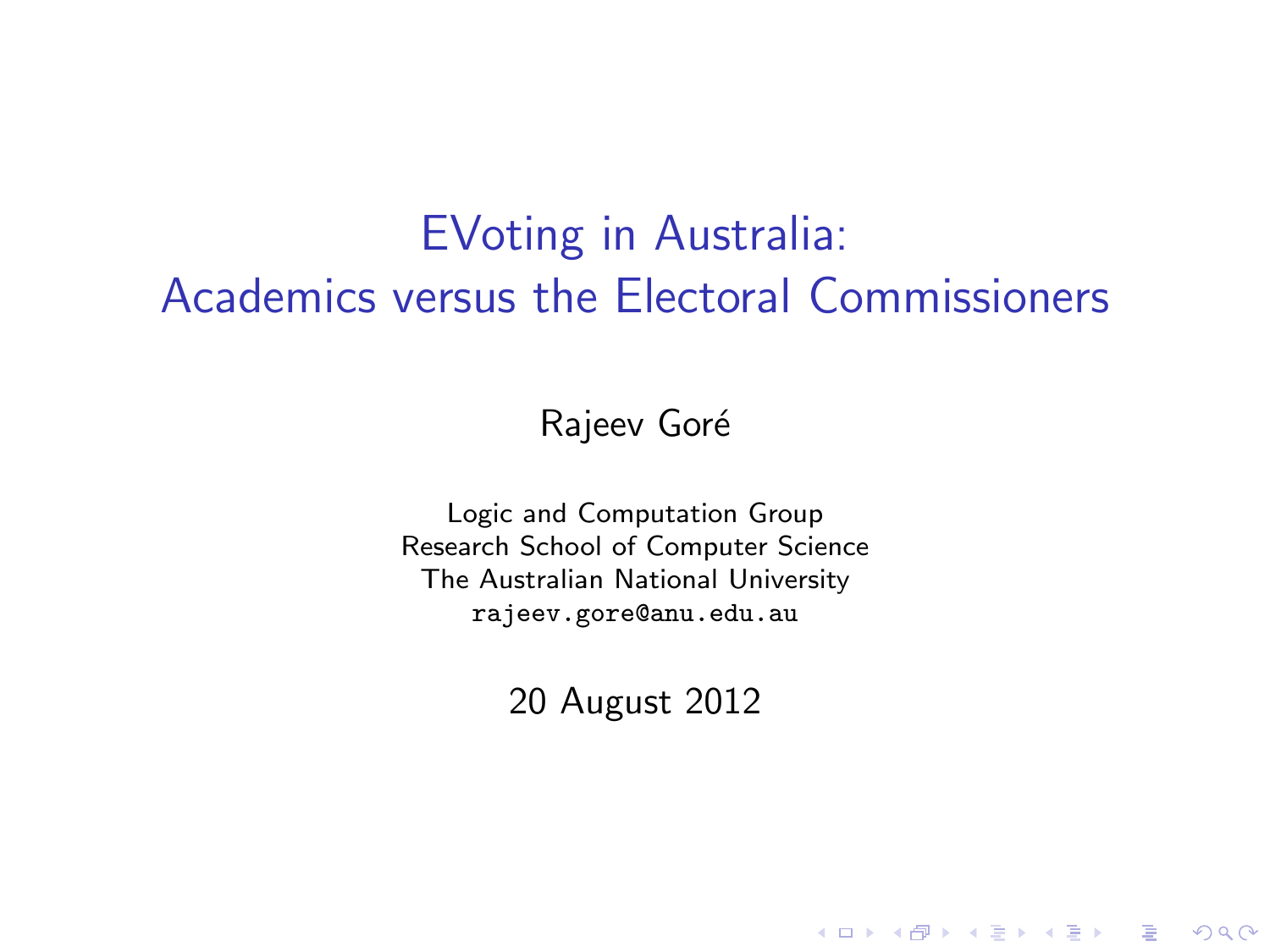# EVoting in Australia: Academics versus the Electoral Commissioners

Rajeev Goré

Logic and Computation Group
Research School of Computer Science
The Australian National University
rajeev.gore@anu.edu.au

20 August 2012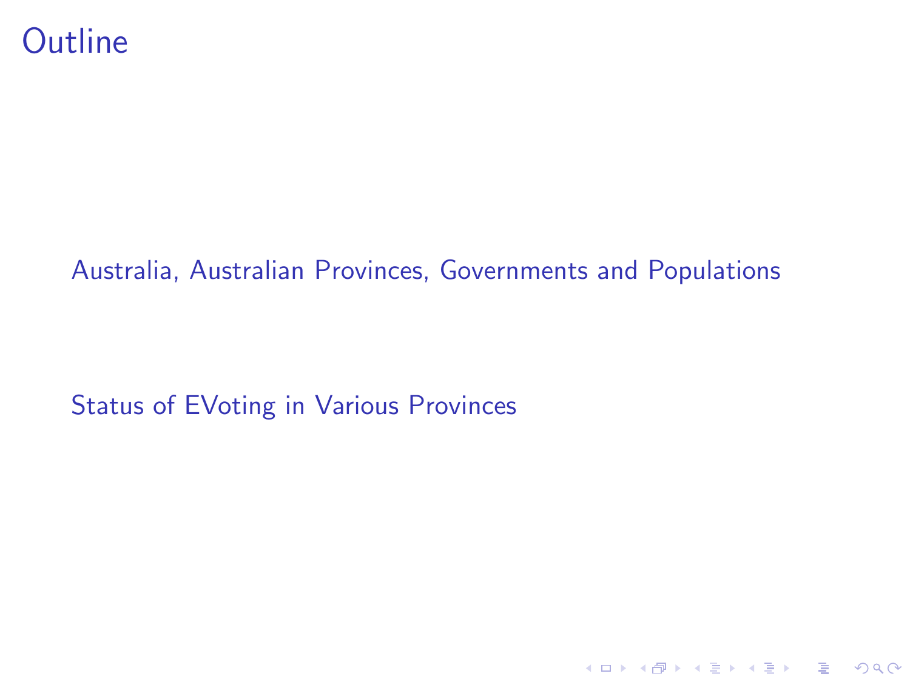# Outline

- Australia, Australian Provinces, Governments and Populations

- Status of EVoting in Various Provinces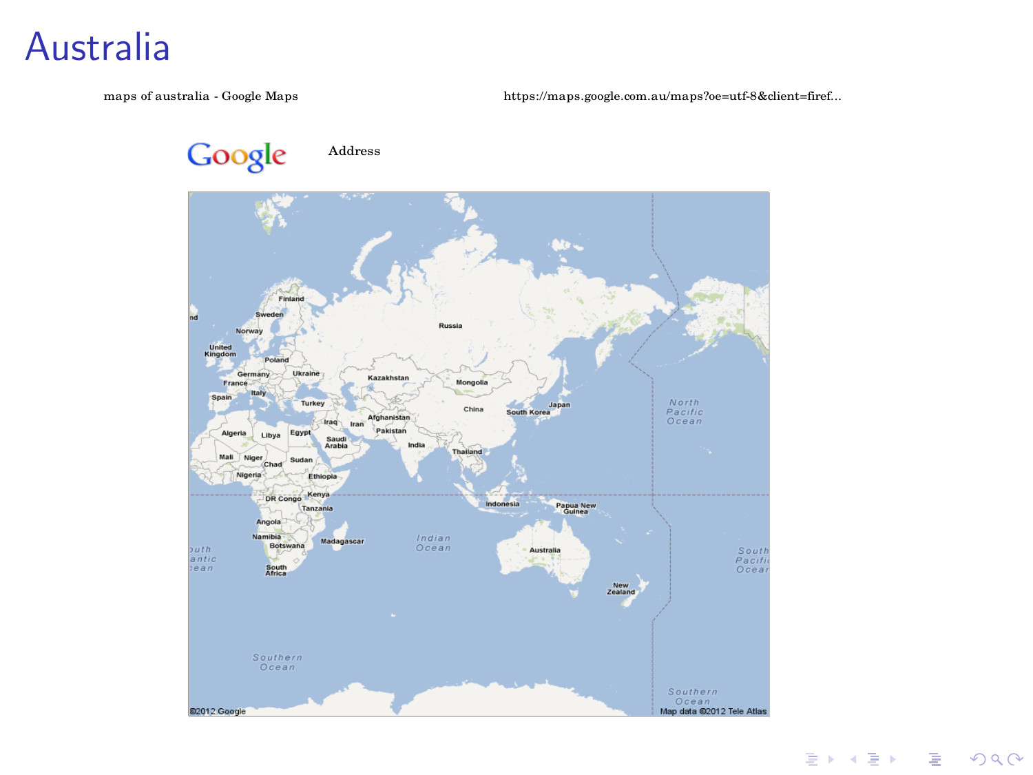# Australia

maps of australia - Google Maps

https://maps.google.com.au/maps?oe=utf-8&client=firef...

Address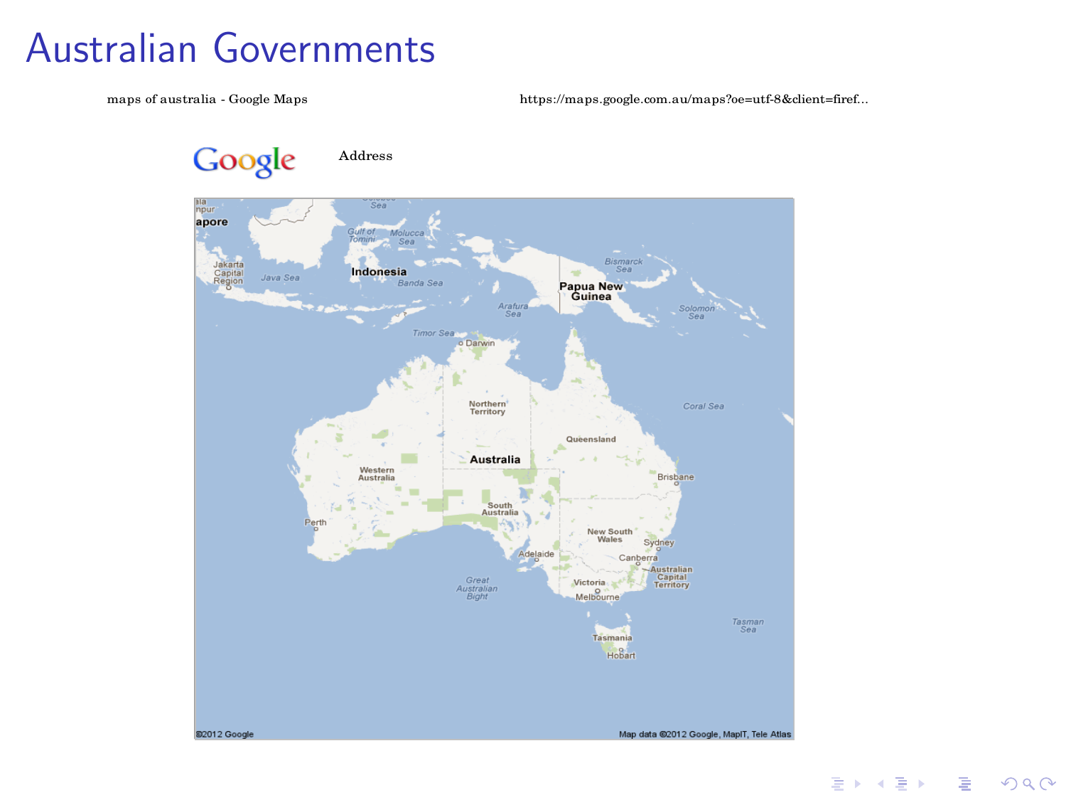# Australian Governments

maps of australia - Google Maps https://maps.google.com.au/maps?oe=utf-8&client=firef...

Google Address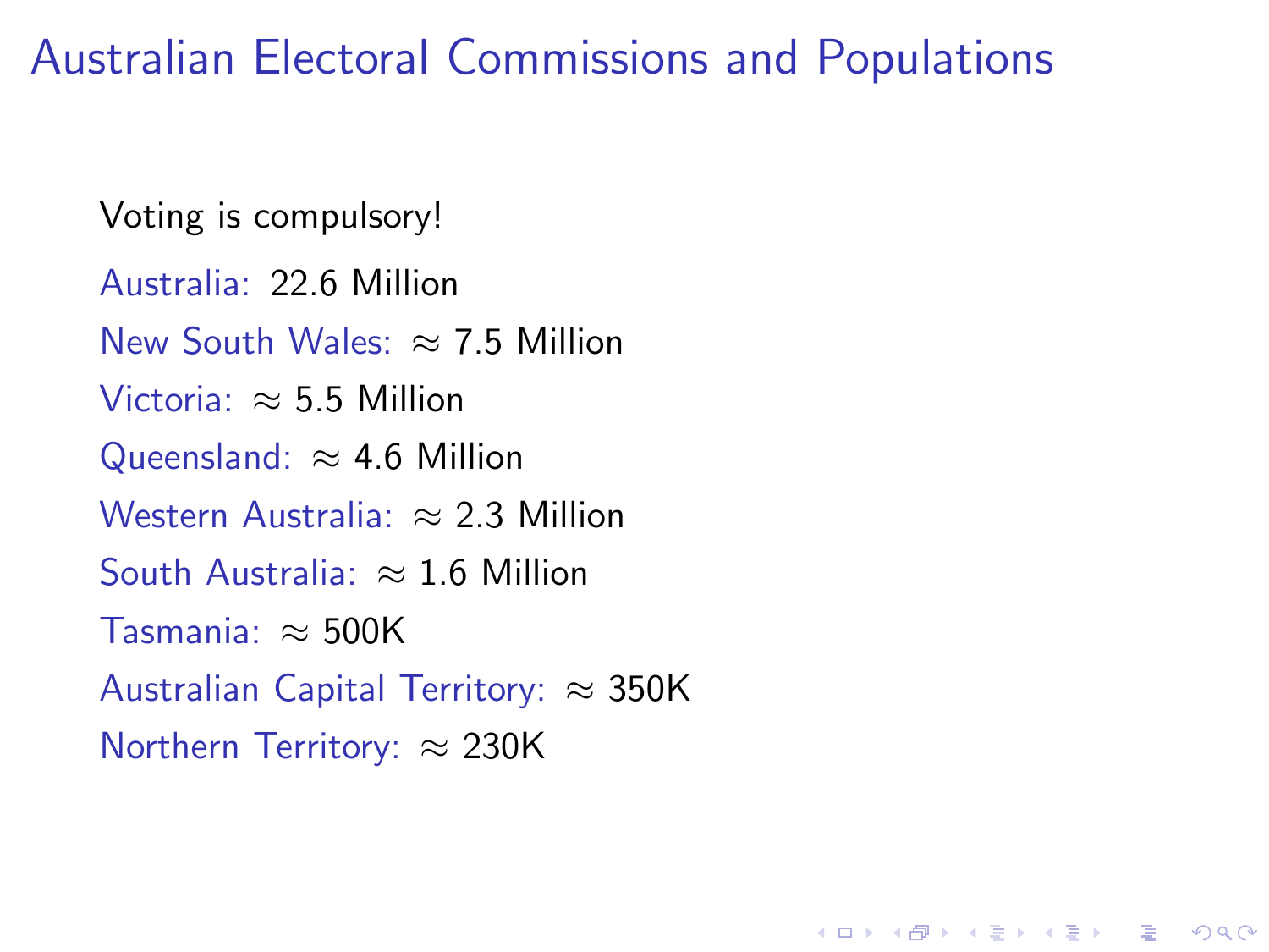# Australian Electoral Commissions and Populations

Voting is compulsory!

Australia: 22.6 Million

New South Wales: $\approx$ 7.5 Million

Victoria: $\approx$ 5.5 Million

Queensland: $\approx$ 4.6 Million

Western Australia: $\approx$ 2.3 Million

South Australia: $\approx$ 1.6 Million

Tasmania: $\approx$ 500K

Australian Capital Territory: $\approx$ 350K

Northern Territory: $\approx$ 230K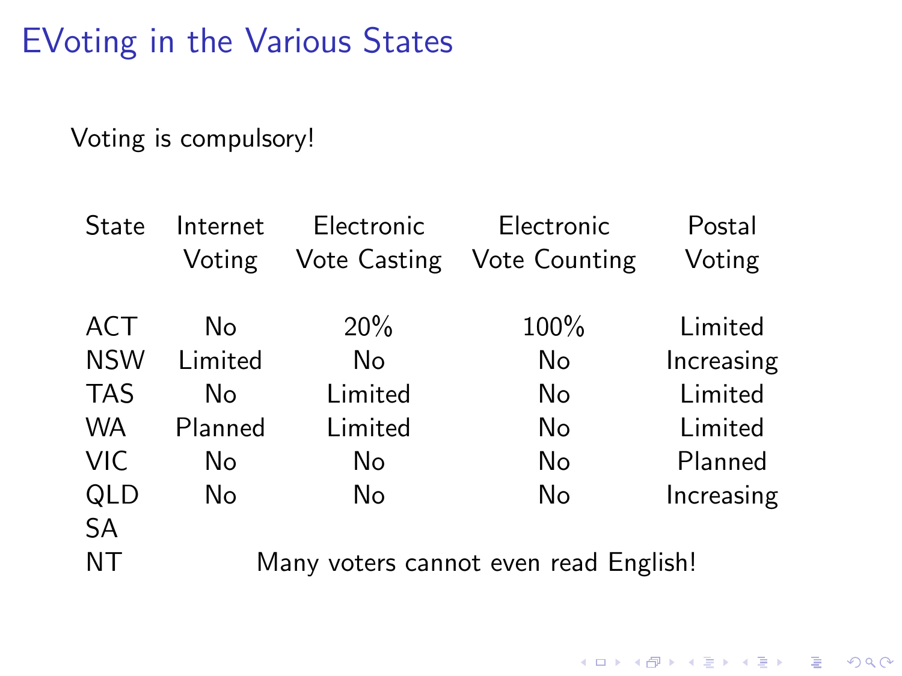# EVoting in the Various States

Voting is compulsory!

| State | Internet Voting | Electronic Vote Casting | Electronic Vote Counting | Postal Voting |
|---|---|---|---|---|
| ACT | No | 20% | 100% | Limited |
| NSW | Limited | No | No | Increasing |
| TAS | No | Limited | No | Limited |
| WA | Planned | Limited | No | Limited |
| VIC | No | No | No | Planned |
| QLD | No | No | No | Increasing |
| SA | | | | |
| NT | Many voters cannot even read English! | | | |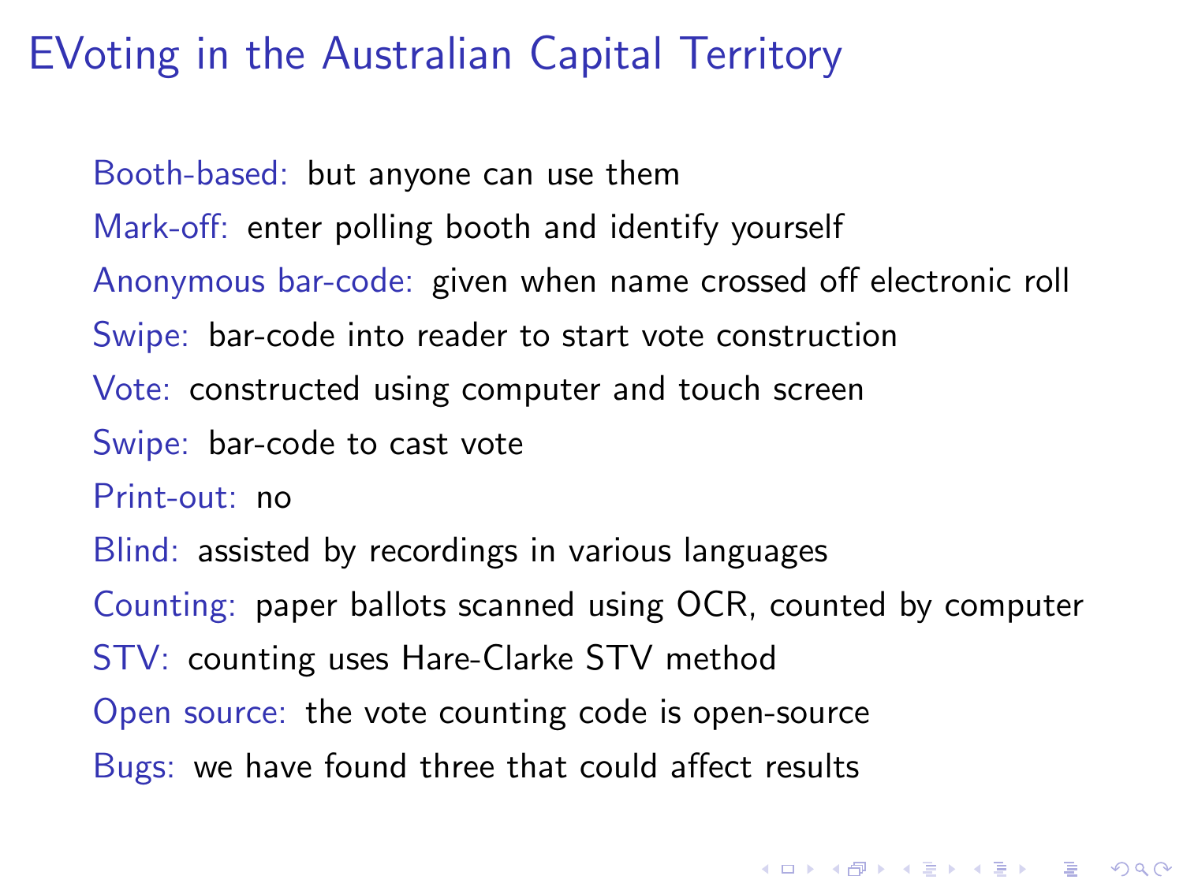# EVoting in the Australian Capital Territory

- Booth-based: but anyone can use them
- Mark-off: enter polling booth and identify yourself
- Anonymous bar-code: given when name crossed off electronic roll
- Swipe: bar-code into reader to start vote construction
- Vote: constructed using computer and touch screen
- Swipe: bar-code to cast vote
- Print-out: no
- Blind: assisted by recordings in various languages
- Counting: paper ballots scanned using OCR, counted by computer
- STV: counting uses Hare-Clarke STV method
- Open source: the vote counting code is open-source
- Bugs: we have found three that could affect results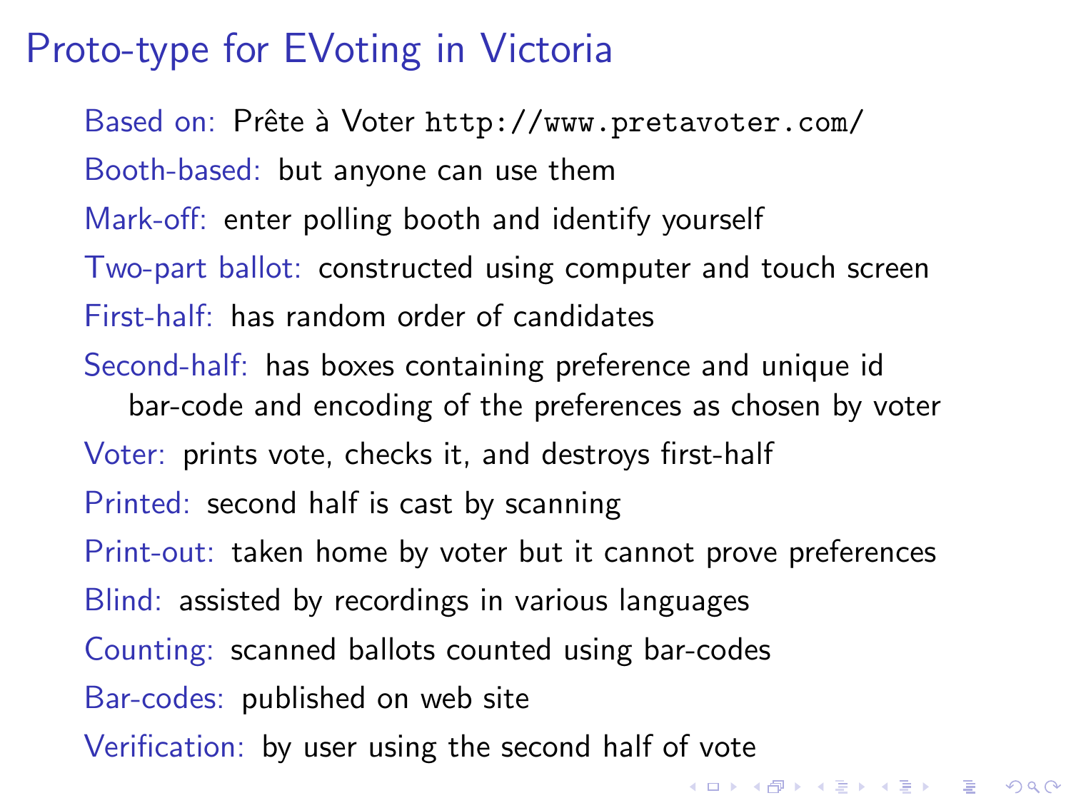# Proto-type for EVoting in Victoria

**Based on:** Prête à Voter `http://www.pretavoter.com/`

**Booth-based:** but anyone can use them

**Mark-off:** enter polling booth and identify yourself

**Two-part ballot:** constructed using computer and touch screen

**First-half:** has random order of candidates

**Second-half:** has boxes containing preference and unique id bar-code and encoding of the preferences as chosen by voter

**Voter:** prints vote, checks it, and destroys first-half

**Printed:** second half is cast by scanning

**Print-out:** taken home by voter but it cannot prove preferences

**Blind:** assisted by recordings in various languages

**Counting:** scanned ballots counted using bar-codes

**Bar-codes:** published on web site

**Verification:** by user using the second half of vote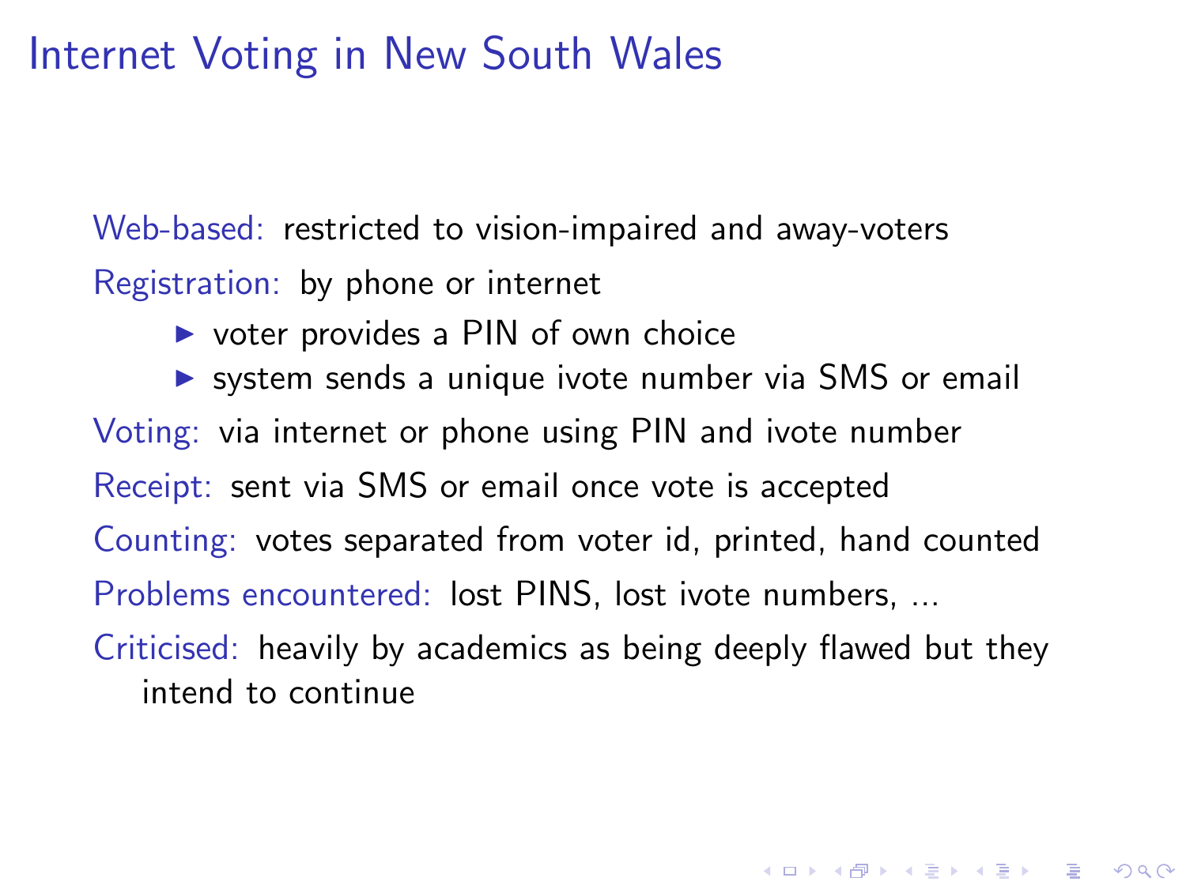# Internet Voting in New South Wales

Web-based: restricted to vision-impaired and away-voters

Registration: by phone or internet

- voter provides a PIN of own choice
- system sends a unique ivote number via SMS or email

Voting: via internet or phone using PIN and ivote number

Receipt: sent via SMS or email once vote is accepted

Counting: votes separated from voter id, printed, hand counted

Problems encountered: lost PINS, lost ivote numbers, ...

Criticised: heavily by academics as being deeply flawed but they intend to continue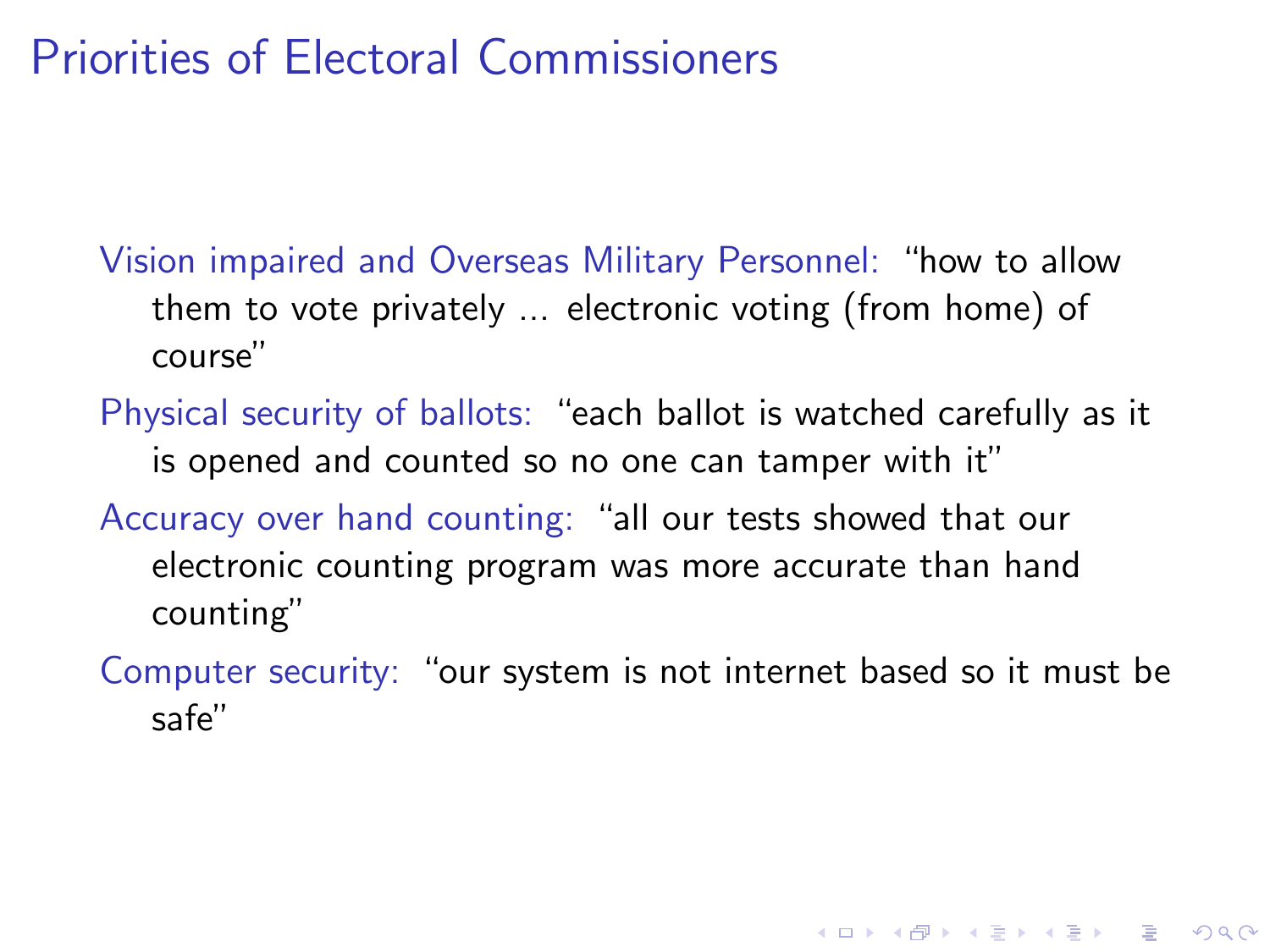# Priorities of Electoral Commissioners

**Vision impaired and Overseas Military Personnel:** "how to allow them to vote privately ... electronic voting (from home) of course"

**Physical security of ballots:** "each ballot is watched carefully as it is opened and counted so no one can tamper with it"

**Accuracy over hand counting:** "all our tests showed that our electronic counting program was more accurate than hand counting"

**Computer security:** "our system is not internet based so it must be safe"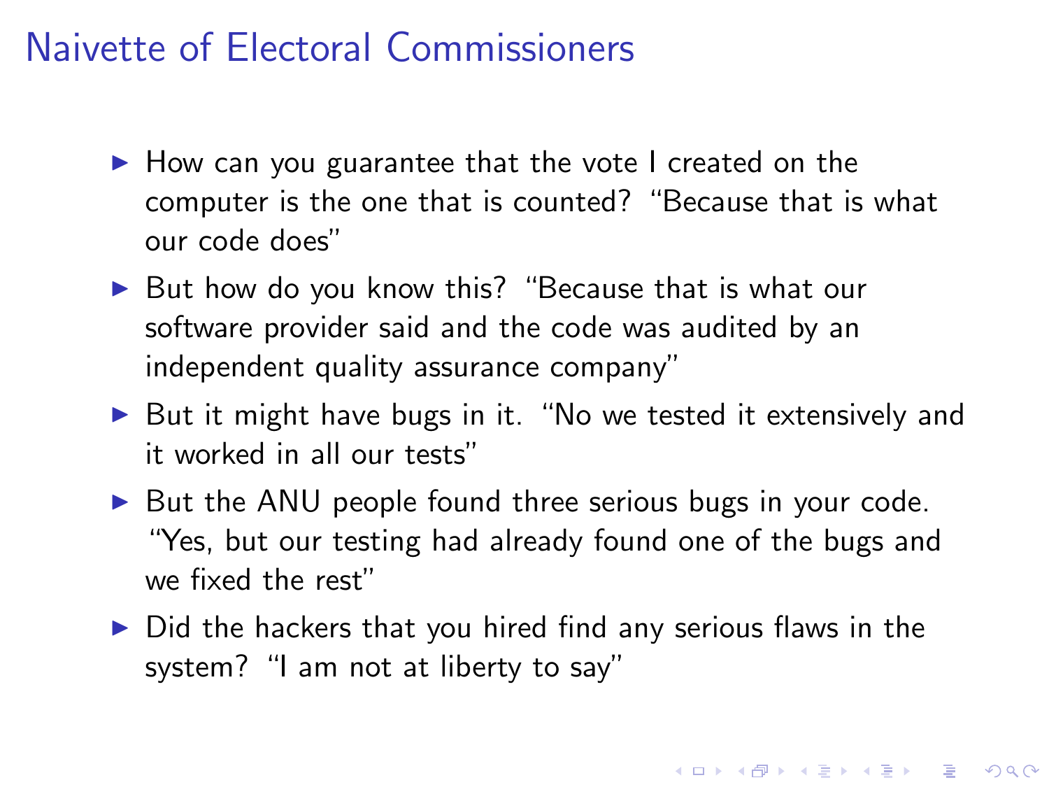# Naivette of Electoral Commissioners

- How can you guarantee that the vote I created on the computer is the one that is counted? "Because that is what our code does"
- But how do you know this? "Because that is what our software provider said and the code was audited by an independent quality assurance company"
- But it might have bugs in it. "No we tested it extensively and it worked in all our tests"
- But the ANU people found three serious bugs in your code. "Yes, but our testing had already found one of the bugs and we fixed the rest"
- Did the hackers that you hired find any serious flaws in the system? "I am not at liberty to say"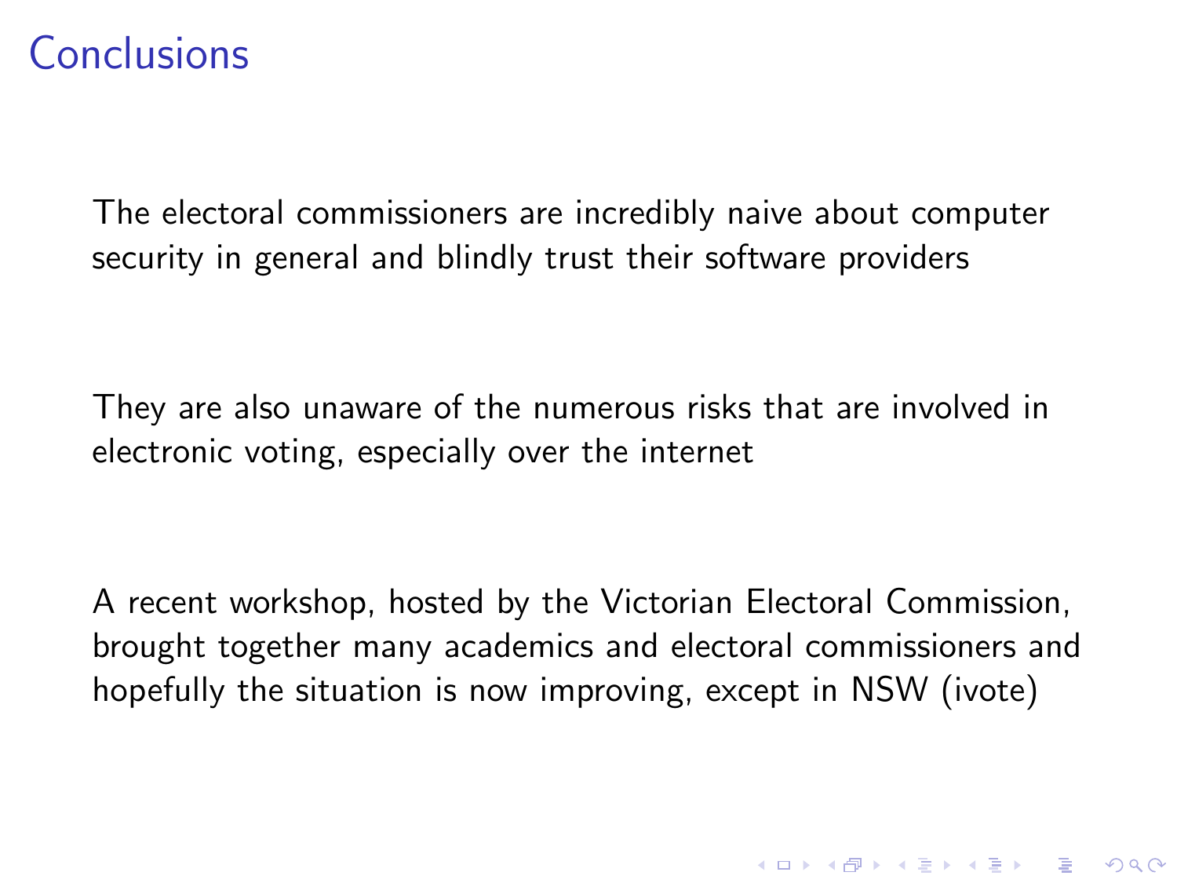# Conclusions

The electoral commissioners are incredibly naive about computer security in general and blindly trust their software providers

They are also unaware of the numerous risks that are involved in electronic voting, especially over the internet

A recent workshop, hosted by the Victorian Electoral Commission, brought together many academics and electoral commissioners and hopefully the situation is now improving, except in NSW (ivote)